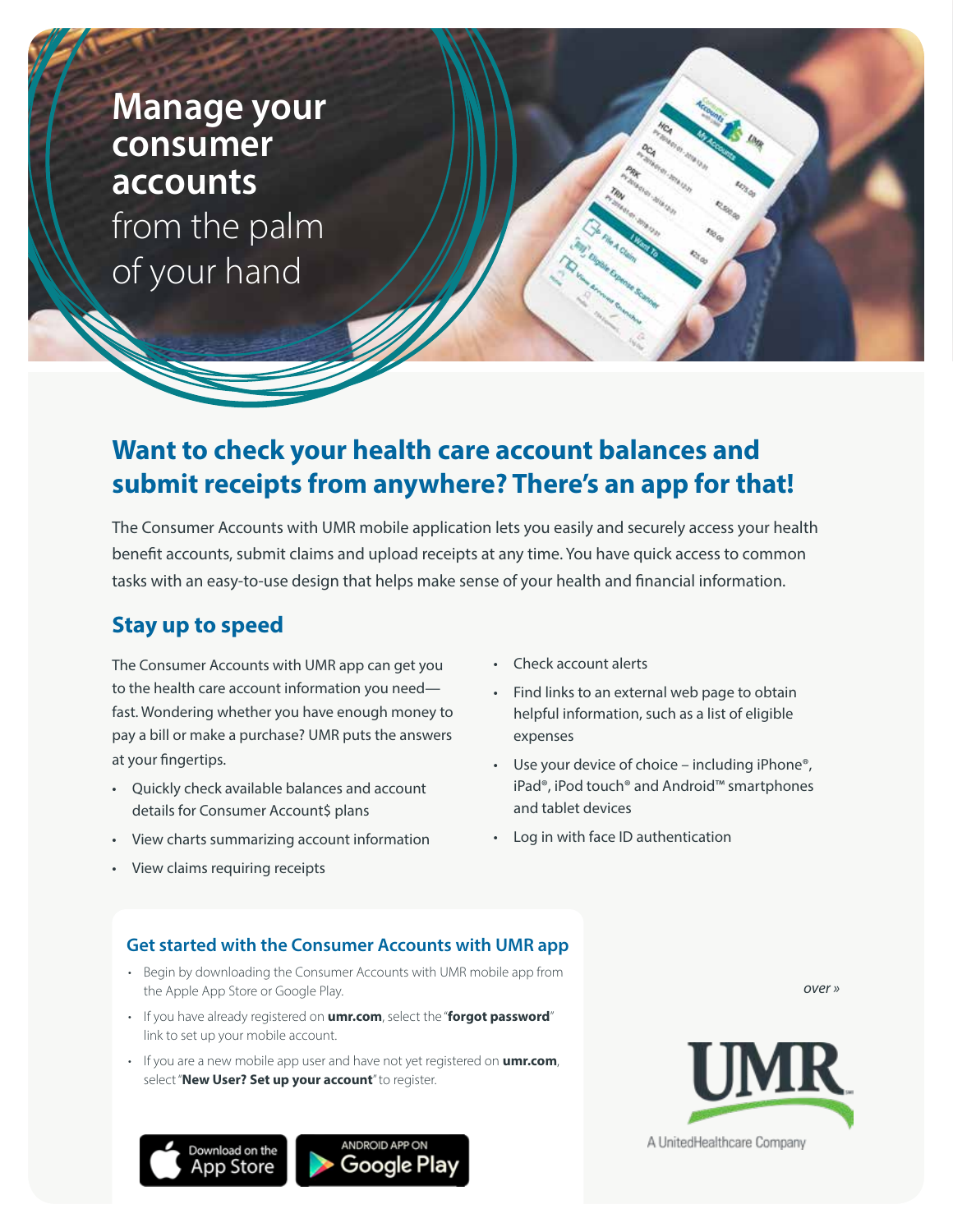# Manage your consumer accounts from the palm of your hand

## Want to check your health care account balances and submit receipts from anywhere? There's an app for that!

The Consumer Accounts with UMR mobile application lets you easily and securely access your health benefit accounts, submit claims and upload receipts at any time. You have quick access to common tasks with an easy-to-use design that helps make sense of your health and financial information.

### Stay up to speed

The Consumer Accounts with UMR app can get you to the health care account information you need—fast. Wondering whether you have enough money to pay a bill or make a purchase? UMR puts the answers at your fingertips.

- Quickly check available balances and account details for Consumer Account$ plans
- View charts summarizing account information
- View claims requiring receipts
- Check account alerts
- Find links to an external web page to obtain helpful information, such as a list of eligible expenses
- Use your device of choice – including iPhone®, iPad®, iPod touch® and Android™ smartphones and tablet devices
- Log in with face ID authentication

### Get started with the Consumer Accounts with UMR app

- Begin by downloading the Consumer Accounts with UMR mobile app from the Apple App Store or Google Play.
- If you have already registered on **umr.com**, select the "**forgot password**" link to set up your mobile account.
- If you are a new mobile app user and have not yet registered on **umr.com**, select "**New User? Set up your account**" to register.

Download on the App Store | ANDROID APP ON Google Play

*over »*

UMR
A UnitedHealthcare Company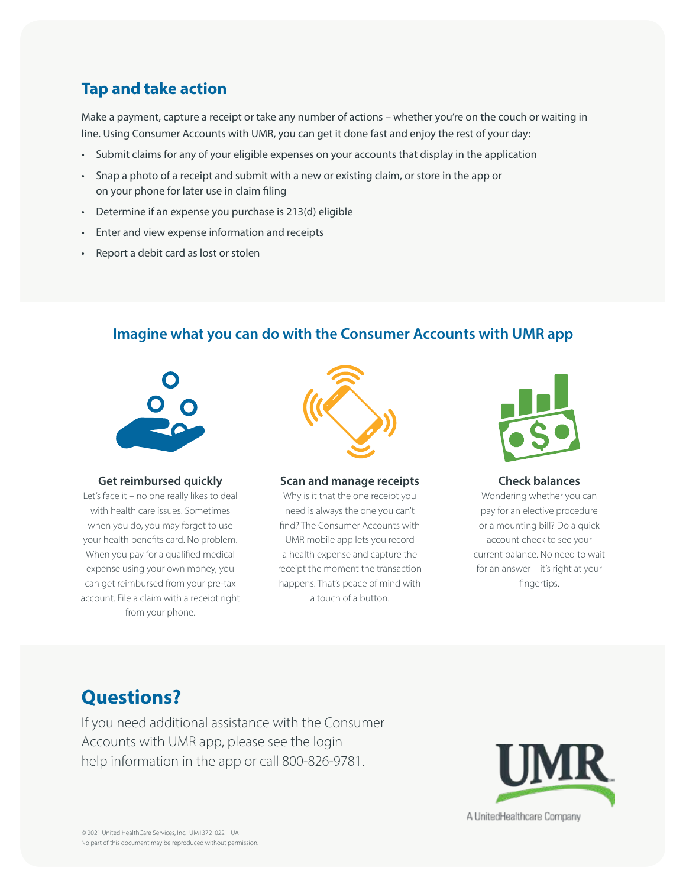## Tap and take action

Make a payment, capture a receipt or take any number of actions – whether you're on the couch or waiting in line. Using Consumer Accounts with UMR, you can get it done fast and enjoy the rest of your day:

- Submit claims for any of your eligible expenses on your accounts that display in the application
- Snap a photo of a receipt and submit with a new or existing claim, or store in the app or on your phone for later use in claim filing
- Determine if an expense you purchase is 213(d) eligible
- Enter and view expense information and receipts
- Report a debit card as lost or stolen

### Imagine what you can do with the Consumer Accounts with UMR app

**Get reimbursed quickly**

Let's face it – no one really likes to deal with health care issues. Sometimes when you do, you may forget to use your health benefits card. No problem. When you pay for a qualified medical expense using your own money, you can get reimbursed from your pre-tax account. File a claim with a receipt right from your phone.

**Scan and manage receipts**

Why is it that the one receipt you need is always the one you can't find? The Consumer Accounts with UMR mobile app lets you record a health expense and capture the receipt the moment the transaction happens. That's peace of mind with a touch of a button.

**Check balances**

Wondering whether you can pay for an elective procedure or a mounting bill? Do a quick account check to see your current balance. No need to wait for an answer – it's right at your fingertips.

## Questions?

If you need additional assistance with the Consumer Accounts with UMR app, please see the login help information in the app or call 800-826-9781.

UMR

A UnitedHealthcare Company

© 2021 United HealthCare Services, Inc. UM1372 0221 UA
No part of this document may be reproduced without permission.